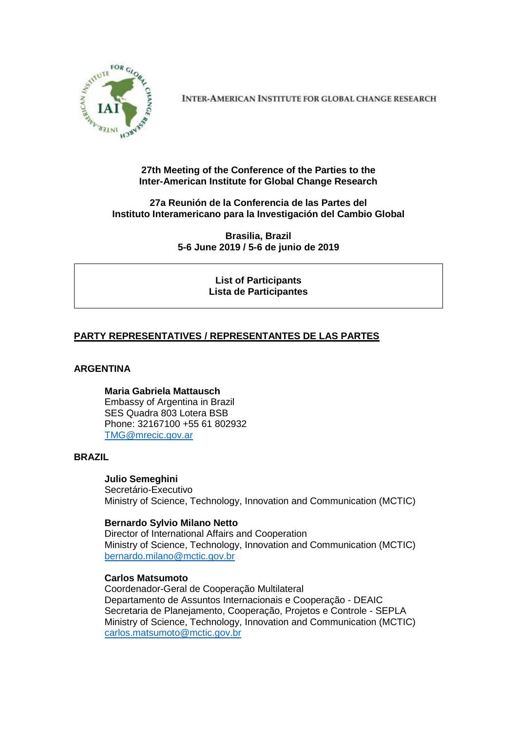INTER-AMERICAN INSTITUTE FOR GLOBAL CHANGE RESEARCH

**27th Meeting of the Conference of the Parties to the Inter-American Institute for Global Change Research**

**27a Reunión de la Conferencia de las Partes del Instituto Interamericano para la Investigación del Cambio Global**

**Brasilia, Brazil**
**5-6 June 2019 / 5-6 de junio de 2019**

**List of Participants**
**Lista de Participantes**

## PARTY REPRESENTATIVES / REPRESENTANTES DE LAS PARTES

### ARGENTINA

**Maria Gabriela Mattausch**
Embassy of Argentina in Brazil
SES Quadra 803 Lotera BSB
Phone: 32167100 +55 61 802932
TMG@mrecic.gov.ar

### BRAZIL

**Julio Semeghini**
Secretário-Executivo
Ministry of Science, Technology, Innovation and Communication (MCTIC)

**Bernardo Sylvio Milano Netto**
Director of International Affairs and Cooperation
Ministry of Science, Technology, Innovation and Communication (MCTIC)
bernardo.milano@mctic.gov.br

**Carlos Matsumoto**
Coordenador-Geral de Cooperação Multilateral
Departamento de Assuntos Internacionais e Cooperação - DEAIC
Secretaria de Planejamento, Cooperação, Projetos e Controle - SEPLA
Ministry of Science, Technology, Innovation and Communication (MCTIC)
carlos.matsumoto@mctic.gov.br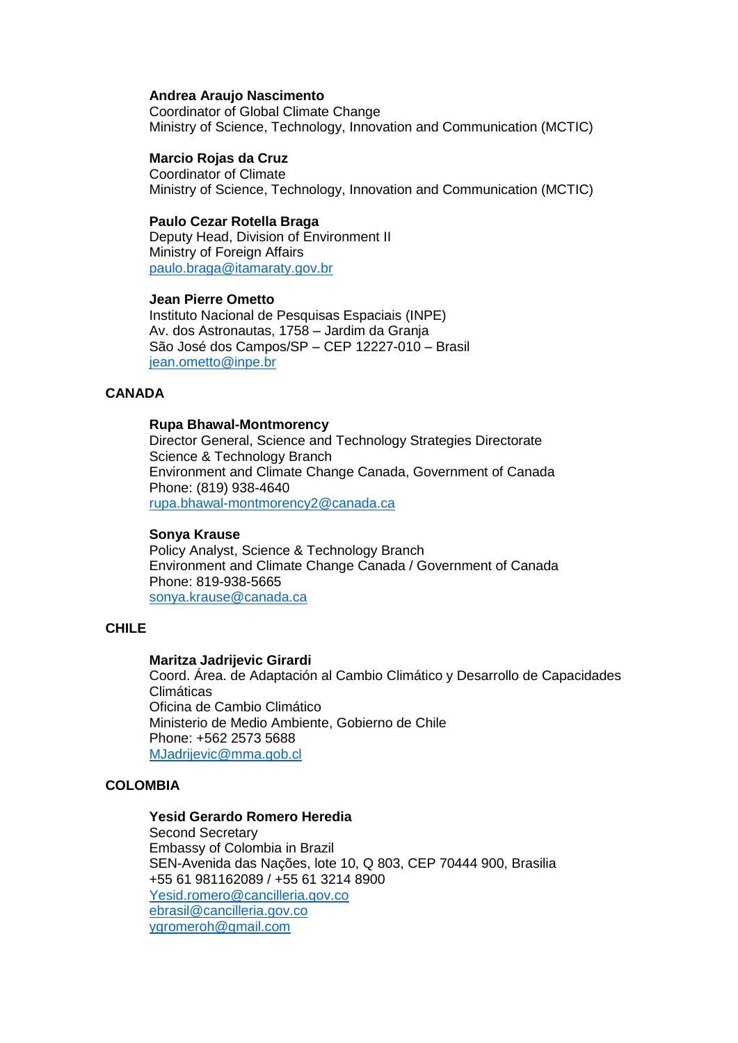**Andrea Araujo Nascimento**
Coordinator of Global Climate Change
Ministry of Science, Technology, Innovation and Communication (MCTIC)

**Marcio Rojas da Cruz**
Coordinator of Climate
Ministry of Science, Technology, Innovation and Communication (MCTIC)

**Paulo Cezar Rotella Braga**
Deputy Head, Division of Environment II
Ministry of Foreign Affairs
paulo.braga@itamaraty.gov.br

**Jean Pierre Ometto**
Instituto Nacional de Pesquisas Espaciais (INPE)
Av. dos Astronautas, 1758 – Jardim da Granja
São José dos Campos/SP – CEP 12227-010 – Brasil
jean.ometto@inpe.br

## CANADA

**Rupa Bhawal-Montmorency**
Director General, Science and Technology Strategies Directorate
Science & Technology Branch
Environment and Climate Change Canada, Government of Canada
Phone: (819) 938-4640
rupa.bhawal-montmorency2@canada.ca

**Sonya Krause**
Policy Analyst, Science & Technology Branch
Environment and Climate Change Canada / Government of Canada
Phone: 819-938-5665
sonya.krause@canada.ca

## CHILE

**Maritza Jadrijevic Girardi**
Coord. Área. de Adaptación al Cambio Climático y Desarrollo de Capacidades Climáticas
Oficina de Cambio Climático
Ministerio de Medio Ambiente, Gobierno de Chile
Phone: +562 2573 5688
MJadrijevic@mma.gob.cl

## COLOMBIA

**Yesid Gerardo Romero Heredia**
Second Secretary
Embassy of Colombia in Brazil
SEN-Avenida das Nações, lote 10, Q 803, CEP 70444 900, Brasilia
+55 61 981162089 / +55 61 3214 8900
Yesid.romero@cancilleria.gov.co
ebrasil@cancilleria.gov.co
ygromeroh@gmail.com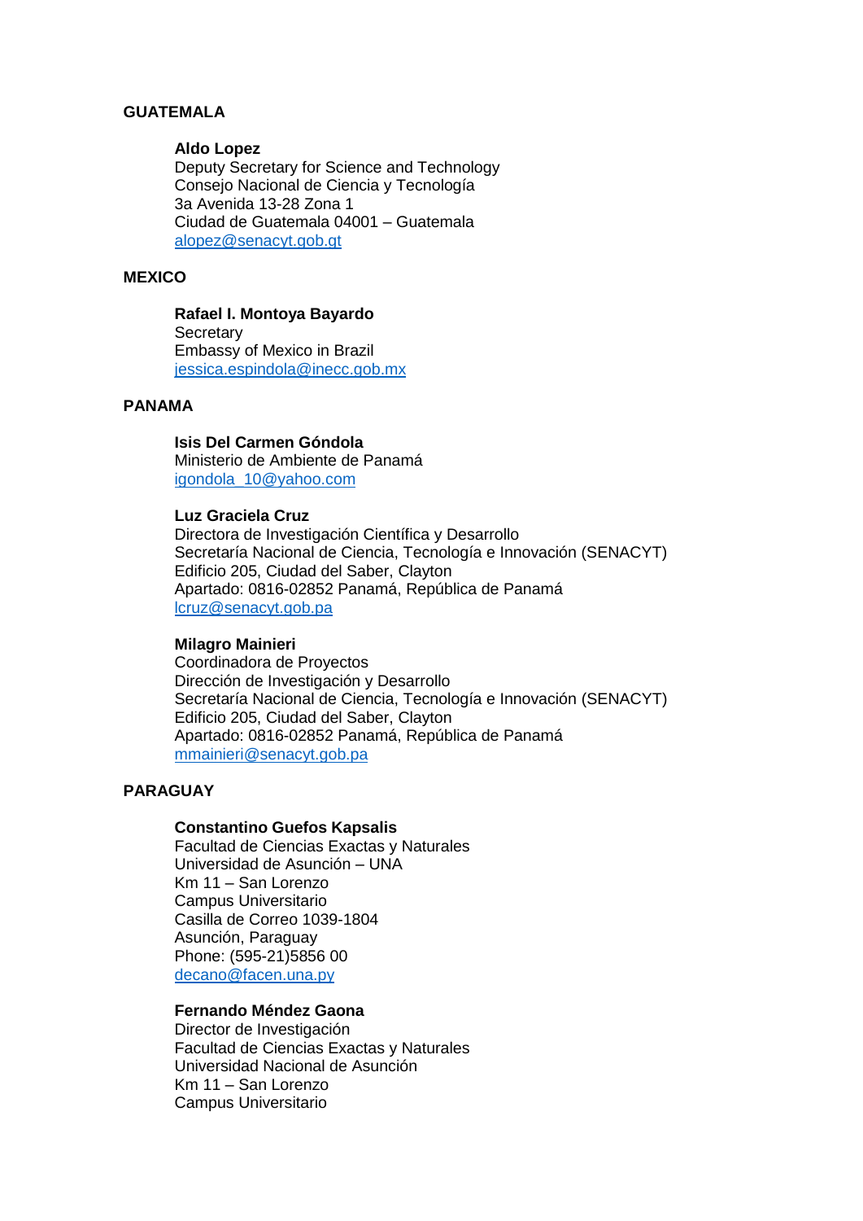**GUATEMALA**

**Aldo Lopez**
Deputy Secretary for Science and Technology
Consejo Nacional de Ciencia y Tecnología
3a Avenida 13-28 Zona 1
Ciudad de Guatemala 04001 – Guatemala
alopez@senacyt.gob.gt

**MEXICO**

**Rafael I. Montoya Bayardo**
Secretary
Embassy of Mexico in Brazil
jessica.espindola@inecc.gob.mx

**PANAMA**

**Isis Del Carmen Góndola**
Ministerio de Ambiente de Panamá
igondola_10@yahoo.com

**Luz Graciela Cruz**
Directora de Investigación Científica y Desarrollo
Secretaría Nacional de Ciencia, Tecnología e Innovación (SENACYT)
Edificio 205, Ciudad del Saber, Clayton
Apartado: 0816-02852 Panamá, República de Panamá
lcruz@senacyt.gob.pa

**Milagro Mainieri**
Coordinadora de Proyectos
Dirección de Investigación y Desarrollo
Secretaría Nacional de Ciencia, Tecnología e Innovación (SENACYT)
Edificio 205, Ciudad del Saber, Clayton
Apartado: 0816-02852 Panamá, República de Panamá
mmainieri@senacyt.gob.pa

**PARAGUAY**

**Constantino Guefos Kapsalis**
Facultad de Ciencias Exactas y Naturales
Universidad de Asunción – UNA
Km 11 – San Lorenzo
Campus Universitario
Casilla de Correo 1039-1804
Asunción, Paraguay
Phone: (595-21)5856 00
decano@facen.una.py

**Fernando Méndez Gaona**
Director de Investigación
Facultad de Ciencias Exactas y Naturales
Universidad Nacional de Asunción
Km 11 – San Lorenzo
Campus Universitario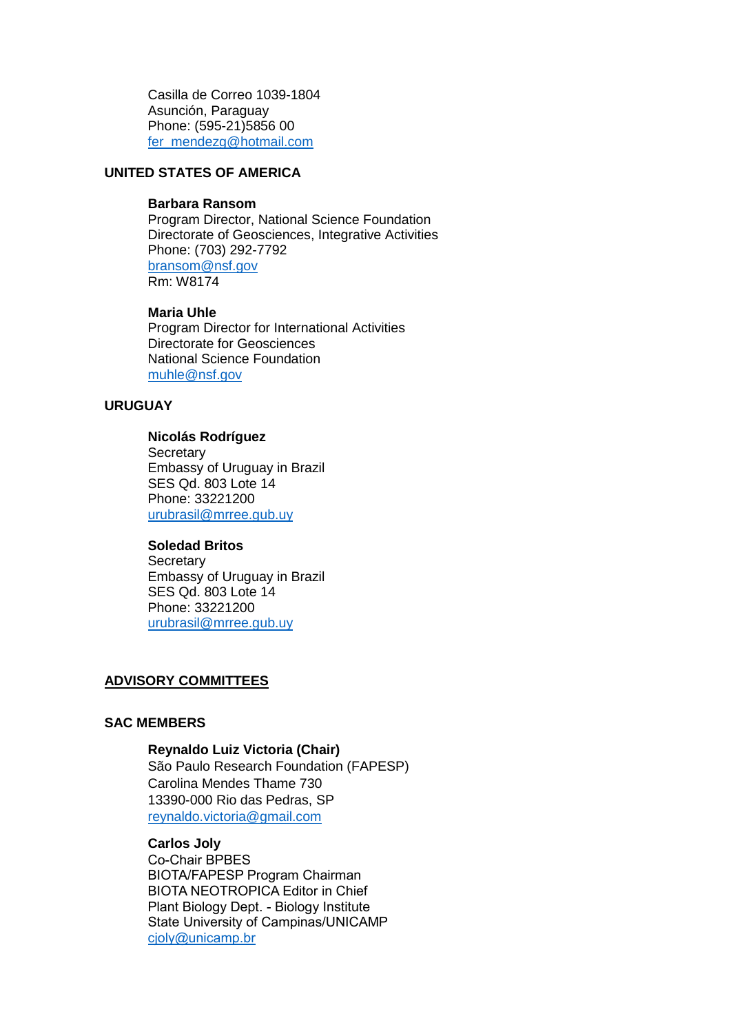Casilla de Correo 1039-1804
Asunción, Paraguay
Phone: (595-21)5856 00
fer_mendezg@hotmail.com

**UNITED STATES OF AMERICA**

**Barbara Ransom**
Program Director, National Science Foundation
Directorate of Geosciences, Integrative Activities
Phone: (703) 292-7792
bransom@nsf.gov
Rm: W8174

**Maria Uhle**
Program Director for International Activities
Directorate for Geosciences
National Science Foundation
muhle@nsf.gov

**URUGUAY**

**Nicolás Rodríguez**
Secretary
Embassy of Uruguay in Brazil
SES Qd. 803 Lote 14
Phone: 33221200
urubrasil@mrree.gub.uy

**Soledad Britos**
Secretary
Embassy of Uruguay in Brazil
SES Qd. 803 Lote 14
Phone: 33221200
urubrasil@mrree.gub.uy

## ADVISORY COMMITTEES

**SAC MEMBERS**

**Reynaldo Luiz Victoria (Chair)**
São Paulo Research Foundation (FAPESP)
Carolina Mendes Thame 730
13390-000 Rio das Pedras, SP
reynaldo.victoria@gmail.com

**Carlos Joly**
Co-Chair BPBES
BIOTA/FAPESP Program Chairman
BIOTA NEOTROPICA Editor in Chief
Plant Biology Dept. - Biology Institute
State University of Campinas/UNICAMP
cjoly@unicamp.br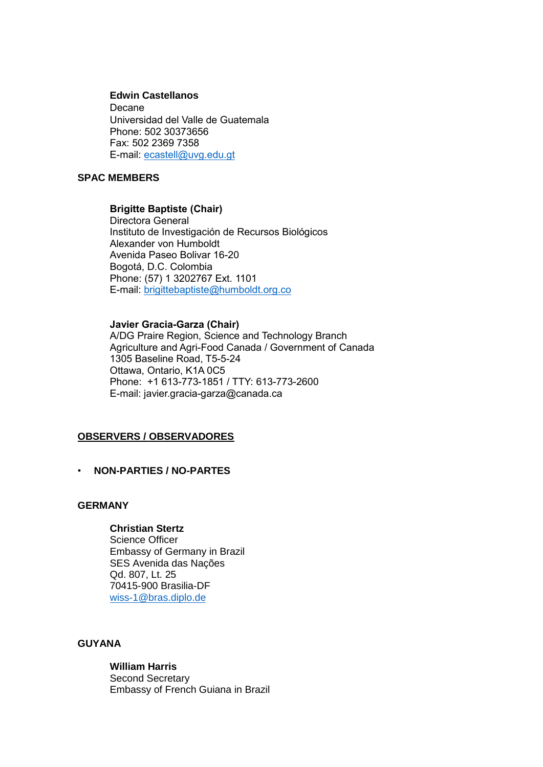**Edwin Castellanos**
Decane
Universidad del Valle de Guatemala
Phone: 502 30373656
Fax: 502 2369 7358
E-mail: ecastell@uvg.edu.gt

**SPAC MEMBERS**

**Brigitte Baptiste (Chair)**
Directora General
Instituto de Investigación de Recursos Biológicos
Alexander von Humboldt
Avenida Paseo Bolivar 16-20
Bogotá, D.C. Colombia
Phone: (57) 1 3202767 Ext. 1101
E-mail: brigittebaptiste@humboldt.org.co

**Javier Gracia-Garza (Chair)**
A/DG Praire Region, Science and Technology Branch
Agriculture and Agri-Food Canada / Government of Canada
1305 Baseline Road, T5-5-24
Ottawa, Ontario, K1A 0C5
Phone: +1 613-773-1851 / TTY: 613-773-2600
E-mail: javier.gracia-garza@canada.ca

**OBSERVERS / OBSERVADORES**

- **NON-PARTIES / NO-PARTES**

**GERMANY**

**Christian Stertz**
Science Officer
Embassy of Germany in Brazil
SES Avenida das Nações
Qd. 807, Lt. 25
70415-900 Brasilia-DF
wiss-1@bras.diplo.de

**GUYANA**

**William Harris**
Second Secretary
Embassy of French Guiana in Brazil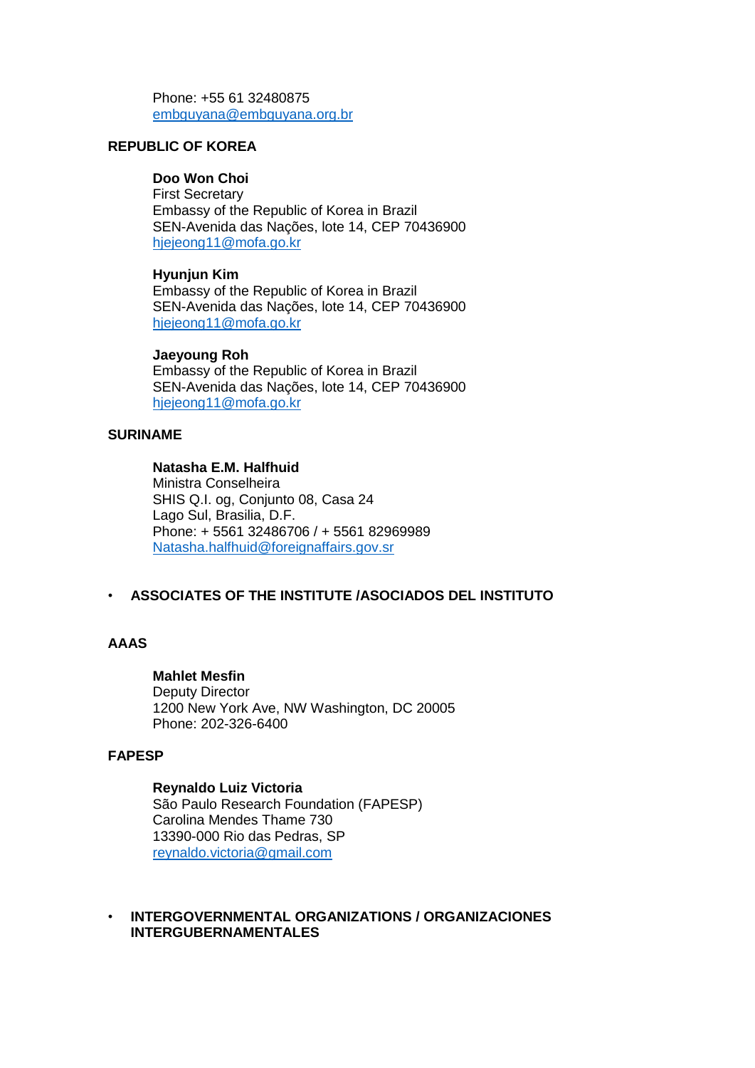Phone: +55 61 32480875
embguyana@embguyana.org.br

**REPUBLIC OF KOREA**

**Doo Won Choi**
First Secretary
Embassy of the Republic of Korea in Brazil
SEN-Avenida das Nações, lote 14, CEP 70436900
hjejeong11@mofa.go.kr

**Hyunjun Kim**
Embassy of the Republic of Korea in Brazil
SEN-Avenida das Nações, lote 14, CEP 70436900
hjejeong11@mofa.go.kr

**Jaeyoung Roh**
Embassy of the Republic of Korea in Brazil
SEN-Avenida das Nações, lote 14, CEP 70436900
hjejeong11@mofa.go.kr

**SURINAME**

**Natasha E.M. Halfhuid**
Ministra Conselheira
SHIS Q.I. og, Conjunto 08, Casa 24
Lago Sul, Brasilia, D.F.
Phone: + 5561 32486706 / + 5561 82969989
Natasha.halfhuid@foreignaffairs.gov.sr

- **ASSOCIATES OF THE INSTITUTE /ASOCIADOS DEL INSTITUTO**

**AAAS**

**Mahlet Mesfin**
Deputy Director
1200 New York Ave, NW Washington, DC 20005
Phone: 202-326-6400

**FAPESP**

**Reynaldo Luiz Victoria**
São Paulo Research Foundation (FAPESP)
Carolina Mendes Thame 730
13390-000 Rio das Pedras, SP
reynaldo.victoria@gmail.com

- **INTERGOVERNMENTAL ORGANIZATIONS / ORGANIZACIONES INTERGUBERNAMENTALES**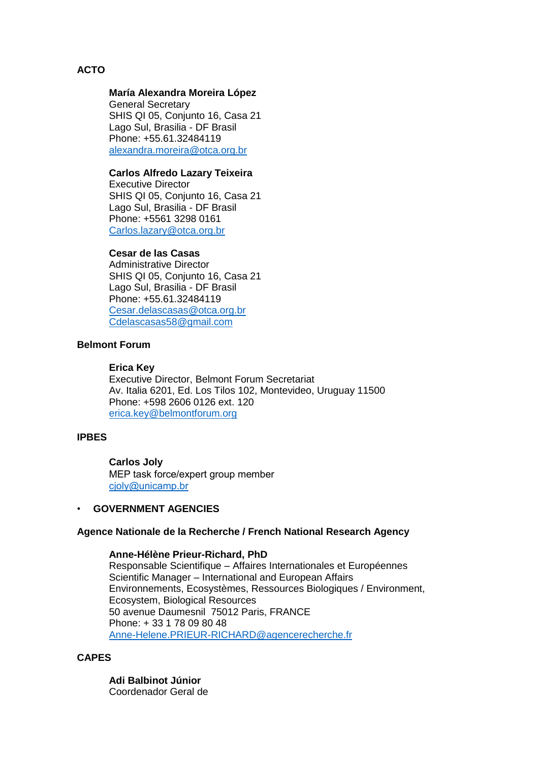**ACTO**

**María Alexandra Moreira López**
General Secretary
SHIS QI 05, Conjunto 16, Casa 21
Lago Sul, Brasilia - DF Brasil
Phone: +55.61.32484119
alexandra.moreira@otca.org.br

**Carlos Alfredo Lazary Teixeira**
Executive Director
SHIS QI 05, Conjunto 16, Casa 21
Lago Sul, Brasilia - DF Brasil
Phone: +5561 3298 0161
Carlos.lazary@otca.org.br

**Cesar de las Casas**
Administrative Director
SHIS QI 05, Conjunto 16, Casa 21
Lago Sul, Brasilia - DF Brasil
Phone: +55.61.32484119
Cesar.delascasas@otca.org.br
Cdelascasas58@gmail.com

**Belmont Forum**

**Erica Key**
Executive Director, Belmont Forum Secretariat
Av. Italia 6201, Ed. Los Tilos 102, Montevideo, Uruguay 11500
Phone: +598 2606 0126 ext. 120
erica.key@belmontforum.org

**IPBES**

**Carlos Joly**
MEP task force/expert group member
cjoly@unicamp.br

- **GOVERNMENT AGENCIES**

**Agence Nationale de la Recherche / French National Research Agency**

**Anne-Hélène Prieur-Richard, PhD**
Responsable Scientifique – Affaires Internationales et Européennes
Scientific Manager – International and European Affairs
Environnements, Ecosystèmes, Ressources Biologiques / Environment, Ecosystem, Biological Resources
50 avenue Daumesnil 75012 Paris, FRANCE
Phone: + 33 1 78 09 80 48
Anne-Helene.PRIEUR-RICHARD@agencerecherche.fr

**CAPES**

**Adi Balbinot Júnior**
Coordenador Geral de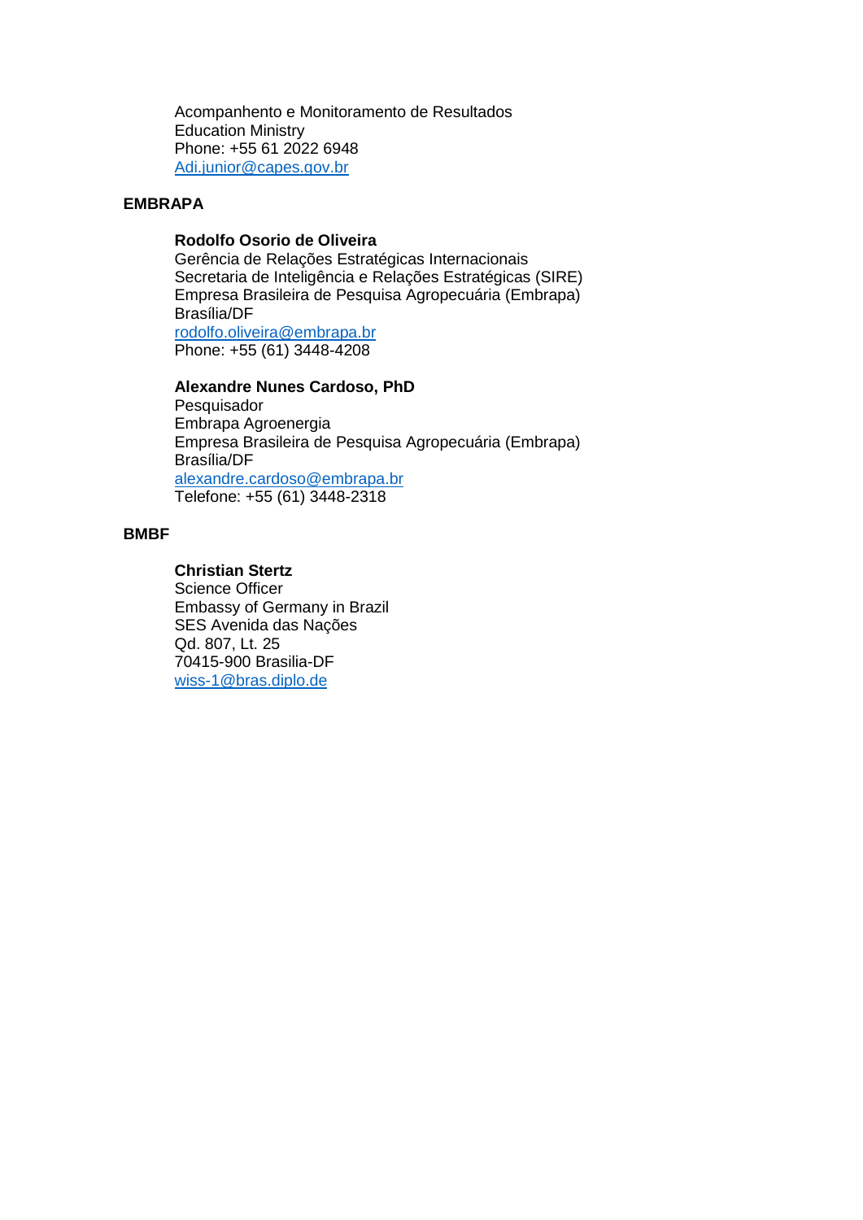Acompanhento e Monitoramento de Resultados
Education Ministry
Phone: +55 61 2022 6948
Adi.junior@capes.gov.br

**EMBRAPA**

**Rodolfo Osorio de Oliveira**
Gerência de Relações Estratégicas Internacionais
Secretaria de Inteligência e Relações Estratégicas (SIRE)
Empresa Brasileira de Pesquisa Agropecuária (Embrapa)
Brasília/DF
rodolfo.oliveira@embrapa.br
Phone: +55 (61) 3448-4208

**Alexandre Nunes Cardoso, PhD**
Pesquisador
Embrapa Agroenergia
Empresa Brasileira de Pesquisa Agropecuária (Embrapa)
Brasília/DF
alexandre.cardoso@embrapa.br
Telefone: +55 (61) 3448-2318

**BMBF**

**Christian Stertz**
Science Officer
Embassy of Germany in Brazil
SES Avenida das Nações
Qd. 807, Lt. 25
70415-900 Brasilia-DF
wiss-1@bras.diplo.de